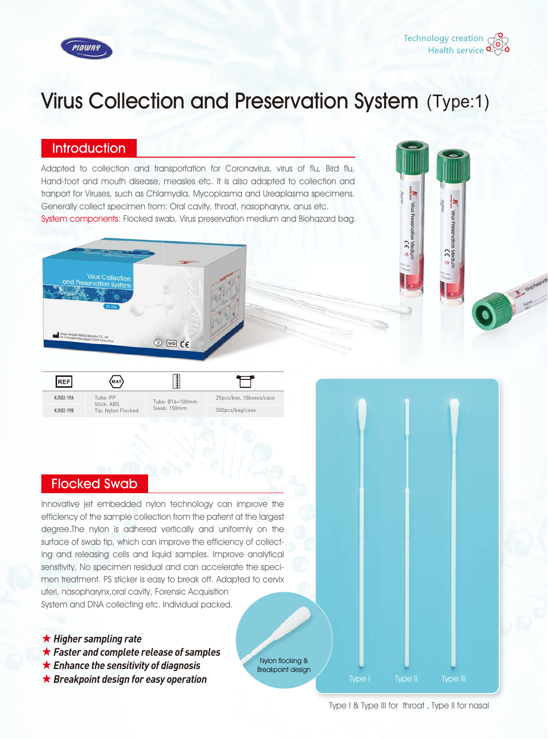# Virus Collection and Preservation System (Type:1)

## Introduction

Adapted to collection and transportation for Coronavirus, virus of flu, Bird flu, Hand-foot and mouth disease, measles etc. It is also adapted to collection and tranport for Viruses, such as Chlamydia, Mycoplasma and Ureaplasma specimens. Generally collect specimen from: Oral cavity, throat, nasopharynx, anus etc.

System components: Flocked swab, Virus preservation medium and Biohazard bag.

| REF | MAT | Size | Package |
|---|---|---|---|
| KJ502-19A | Tube: PP<br>Stick: ABS<br>Tip: Nylon Flocked | Tube: Ø16×100mm<br>Swab: 150mm | 25pcs/box, 10boxes/case |
| KJ502-19B | | | 500pcs/bag/case |

## Flocked Swab

Innovative jet embedded nylon technology can improve the efficiency of the sample collection from the patient at the largest degree.The nylon is adhered vertically and uniformly on the surface of swab tip, which can improve the efficiency of collecting and releasing cells and liquid samples. Improve analytical sensitivity, No specimen residual and can accelerate the specimen treatment. PS sticker is easy to break off. Adapted to cervix uteri, nasopharynx,oral cavity, Forensic Acquisition System and DNA collecting etc. Individual packed.

- ★ ***Higher sampling rate***
- ★ ***Faster and complete release of samples***
- ★ ***Enhance the sensitivity of diagnosis***
- ★ ***Breakpoint design for easy operation***

Nylon flocking & Breakpoint design

Type I Type II Type III

Type I & Type III for throat , Type II for nasal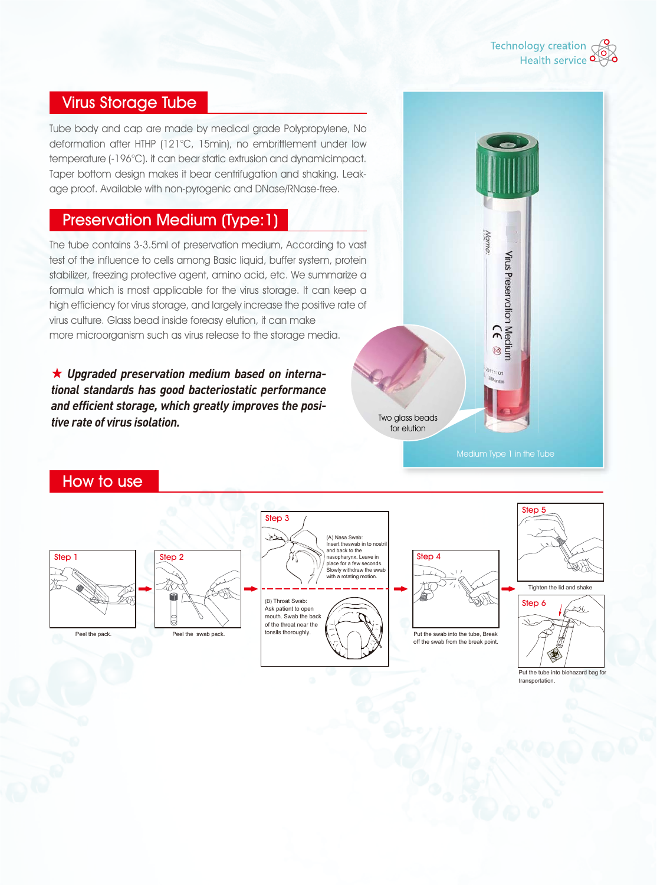## Virus Storage Tube

Tube body and cap are made by medical grade Polypropylene, No deformation after HTHP (121°C, 15min), no embrittlement under low temperature (-196°C). it can bear static extrusion and dynamicimpact. Taper bottom design makes it bear centrifugation and shaking. Leak-age proof. Available with non-pyrogenic and DNase/RNase-free.

## Preservation Medium (Type:1)

The tube contains 3-3.5ml of preservation medium, According to vast test of the influence to cells among Basic liquid, buffer system, protein stabilizer, freezing protective agent, amino acid, etc. We summarize a formula which is most applicable for the virus storage. It can keep a high efficiency for virus storage, and largely increase the positive rate of virus culture. Glass bead inside foreasy elution, it can make more microorganism such as virus release to the storage media.

★ ***Upgraded preservation medium based on international standards has good bacteriostatic performance and efficient storage, which greatly improves the positive rate of virus isolation.***

Two glass beads for elution

Medium Type 1 in the Tube

## How to use

**Step 1**
Peel the pack.

**Step 2**
Peel the swab pack.

**Step 3**
(A) Nasa Swab: Insert theswab in to nostril and back to the nasopharynx. Leave in place for a few seconds. Slowly withdraw the swab with a rotating motion.

(B) Throat Swab: Ask patient to open mouth. Swab the back of the throat near the tonsils thoroughly.

**Step 4**
Put the swab into the tube, Break off the swab from the break point.

**Step 5**
Tighten the lid and shake

**Step 6**
Put the tube into biohazard bag for transportation.